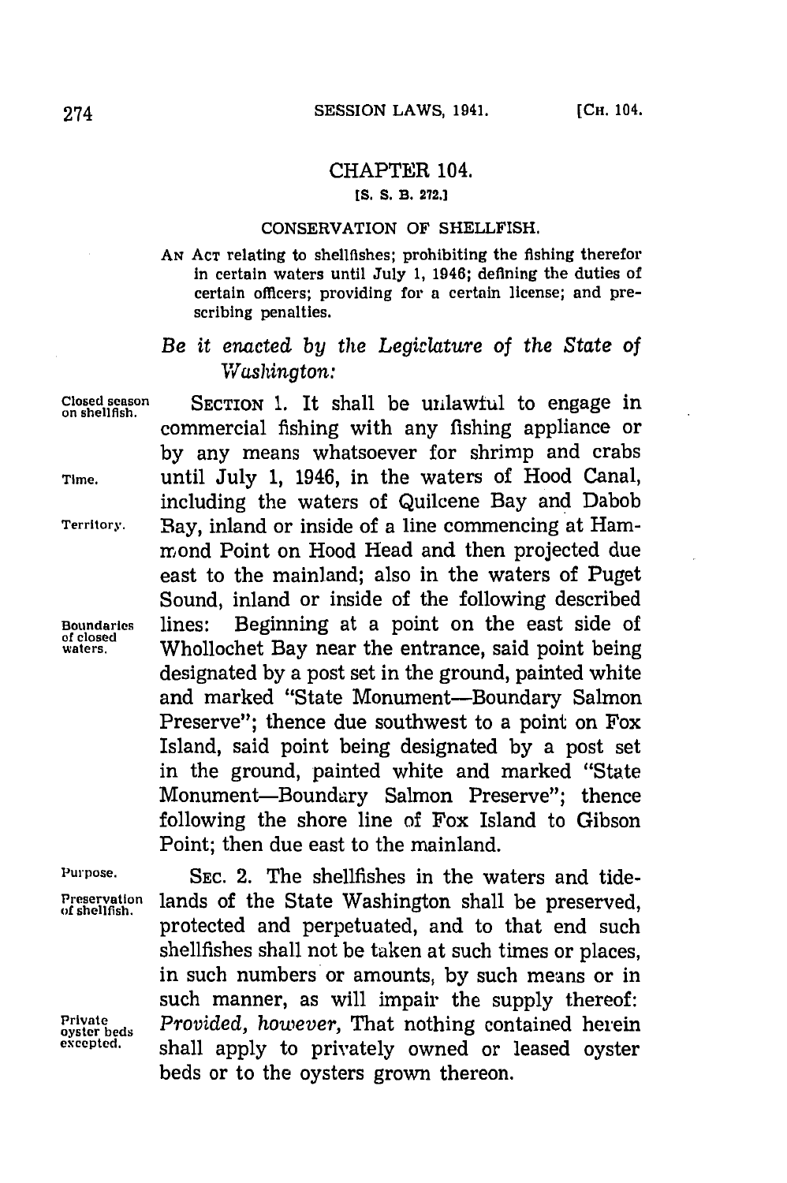## CHAPTER 104.

**[S. S. B. 272.]**

### CONSERVATION OF SHELLFISH.

AN ACT relating to shellfishes; prohibiting the fishing therefor in certain waters until July 1, 1946; defining the duties of certain officers; providing for a certain license; and prescribing penalties.

*Be it enacted by the Legislature of the State of Washington:*

Closed season on shellfish. Time. Territory. Boundaries of closed waters.

SECTION 1. It shall be unlawful to engage in commercial fishing with any fishing appliance or by any means whatsoever for shrimp and crabs until July 1, 1946, in the waters of Hood Canal, including the waters of Quilcene Bay and Dabob Bay, inland or inside of a line commencing at Hammond Point on Hood Head and then projected due east to the mainland; also in the waters of Puget Sound, inland or inside of the following described lines: Beginning at a point on the east side of Whollochet Bay near the entrance, said point being designated by a post set in the ground, painted white and marked "State Monument—Boundary Salmon Preserve"; thence due southwest to a point on Fox Island, said point being designated by a post set in the ground, painted white and marked "State Monument—Boundary Salmon Preserve"; thence following the shore line of Fox Island to Gibson Point; then due east to the mainland.

Purpose. Preservation of shellfish. Private oyster beds excepted.

SEC. 2. The shellfishes in the waters and tidelands of the State Washington shall be preserved, protected and perpetuated, and to that end such shellfishes shall not be taken at such times or places, in such numbers or amounts, by such means or in such manner, as will impair the supply thereof: *Provided, however,* That nothing contained herein shall apply to privately owned or leased oyster beds or to the oysters grown thereon.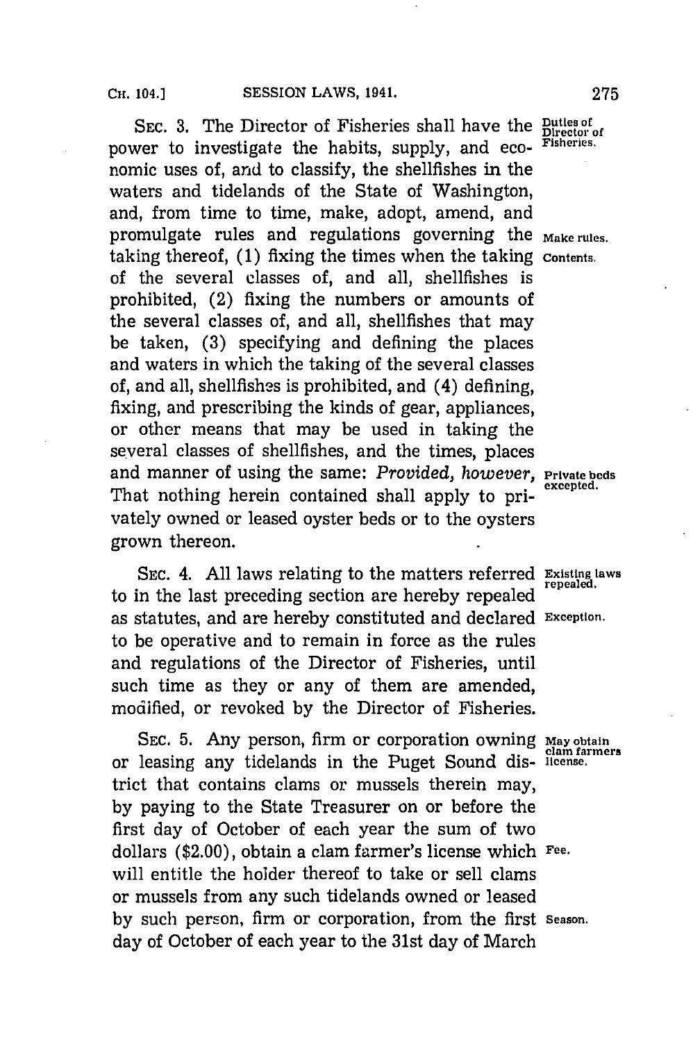SEC. 3. The Director of Fisheries shall have the power to investigate the habits, supply, and economic uses of, and to classify, the shellfishes in the waters and tidelands of the State of Washington, and, from time to time, make, adopt, amend, and promulgate rules and regulations governing the taking thereof, (1) fixing the times when the taking of the several classes of, and all, shellfishes is prohibited, (2) fixing the numbers or amounts of the several classes of, and all, shellfishes that may be taken, (3) specifying and defining the places and waters in which the taking of the several classes of, and all, shellfishes is prohibited, and (4) defining, fixing, and prescribing the kinds of gear, appliances, or other means that may be used in taking the several classes of shellfishes, and the times, places and manner of using the same: *Provided, however,* That nothing herein contained shall apply to privately owned or leased oyster beds or to the oysters grown thereon.

Duties of Director of Fisheries.

Make rules.

Contents.

Private beds excepted.

SEC. 4. All laws relating to the matters referred to in the last preceding section are hereby repealed as statutes, and are hereby constituted and declared to be operative and to remain in force as the rules and regulations of the Director of Fisheries, until such time as they or any of them are amended, modified, or revoked by the Director of Fisheries.

Existing laws repealed.

Exception.

SEC. 5. Any person, firm or corporation owning or leasing any tidelands in the Puget Sound district that contains clams or mussels therein may, by paying to the State Treasurer on or before the first day of October of each year the sum of two dollars ($2.00), obtain a clam farmer's license which will entitle the holder thereof to take or sell clams or mussels from any such tidelands owned or leased by such person, firm or corporation, from the first day of October of each year to the 31st day of March

May obtain clam farmers license.

Fee.

Season.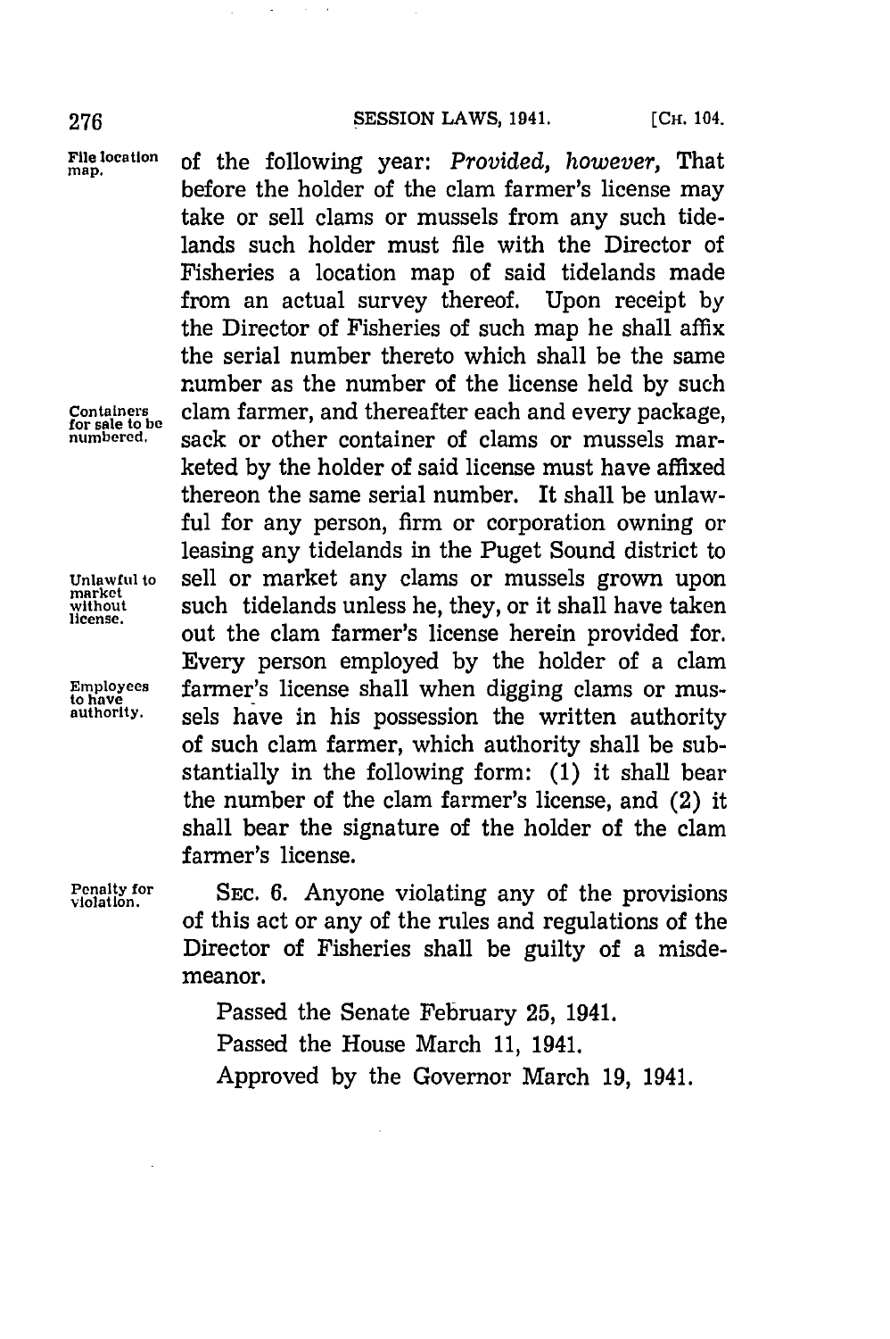of the following year: *Provided, however,* That before the holder of the clam farmer's license may take or sell clams or mussels from any such tidelands such holder must file with the Director of Fisheries a location map of said tidelands made from an actual survey thereof. Upon receipt by the Director of Fisheries of such map he shall affix the serial number thereto which shall be the same number as the number of the license held by such clam farmer, and thereafter each and every package, sack or other container of clams or mussels marketed by the holder of said license must have affixed thereon the same serial number. It shall be unlawful for any person, firm or corporation owning or leasing any tidelands in the Puget Sound district to sell or market any clams or mussels grown upon such tidelands unless he, they, or it shall have taken out the clam farmer's license herein provided for. Every person employed by the holder of a clam farmer's license shall when digging clams or mussels have in his possession the written authority of such clam farmer, which authority shall be substantially in the following form: (1) it shall bear the number of the clam farmer's license, and (2) it shall bear the signature of the holder of the clam farmer's license.

File location map.

Containers for sale to be numbered.

Unlawful to market without license.

Employees to have authority.

SEC. 6. Anyone violating any of the provisions of this act or any of the rules and regulations of the Director of Fisheries shall be guilty of a misdemeanor.

Penalty for violation.

Passed the Senate February 25, 1941.

Passed the House March 11, 1941.

Approved by the Governor March 19, 1941.